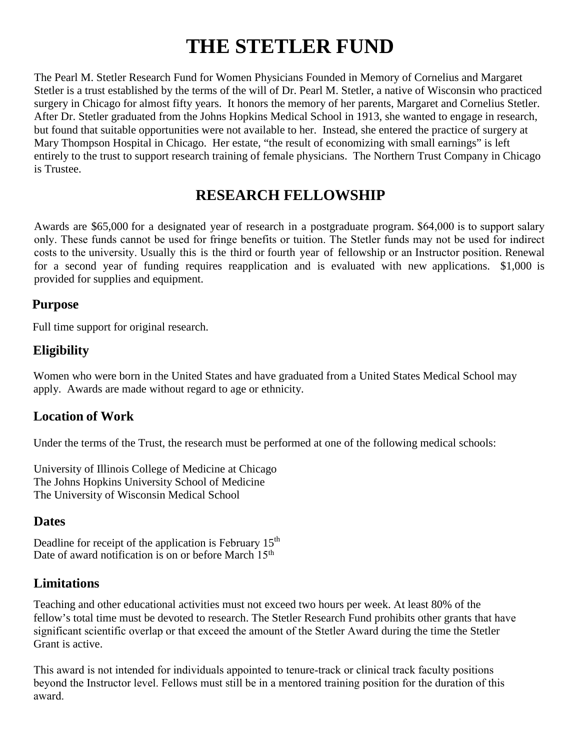# THE STETLER FUND

The Pearl M. Stetler Research Fund for Women Physicians Founded in Memory of Cornelius and Margaret Stetler is a trust established by the terms of the will of Dr. Pearl M. Stetler, a native of Wisconsin who practiced surgery in Chicago for almost fifty years. It honors the memory of her parents, Margaret and Cornelius Stetler. After Dr. Stetler graduated from the Johns Hopkins Medical School in 1913, she wanted to engage in research, but found that suitable opportunities were not available to her. Instead, she entered the practice of surgery at Mary Thompson Hospital in Chicago. Her estate, "the result of economizing with small earnings" is left entirely to the trust to support research training of female physicians. The Northern Trust Company in Chicago is Trustee.

## RESEARCH FELLOWSHIP

Awards are $65,000 for a designated year of research in a postgraduate program. $64,000 is to support salary only. These funds cannot be used for fringe benefits or tuition. The Stetler funds may not be used for indirect costs to the university. Usually this is the third or fourth year of fellowship or an Instructor position. Renewal for a second year of funding requires reapplication and is evaluated with new applications. $1,000 is provided for supplies and equipment.

### Purpose

Full time support for original research.

### Eligibility

Women who were born in the United States and have graduated from a United States Medical School may apply. Awards are made without regard to age or ethnicity.

### Location of Work

Under the terms of the Trust, the research must be performed at one of the following medical schools:

University of Illinois College of Medicine at Chicago
The Johns Hopkins University School of Medicine
The University of Wisconsin Medical School

### Dates

Deadline for receipt of the application is February 15th
Date of award notification is on or before March 15th

### Limitations

Teaching and other educational activities must not exceed two hours per week. At least 80% of the fellow's total time must be devoted to research. The Stetler Research Fund prohibits other grants that have significant scientific overlap or that exceed the amount of the Stetler Award during the time the Stetler Grant is active.

This award is not intended for individuals appointed to tenure-track or clinical track faculty positions beyond the Instructor level. Fellows must still be in a mentored training position for the duration of this award.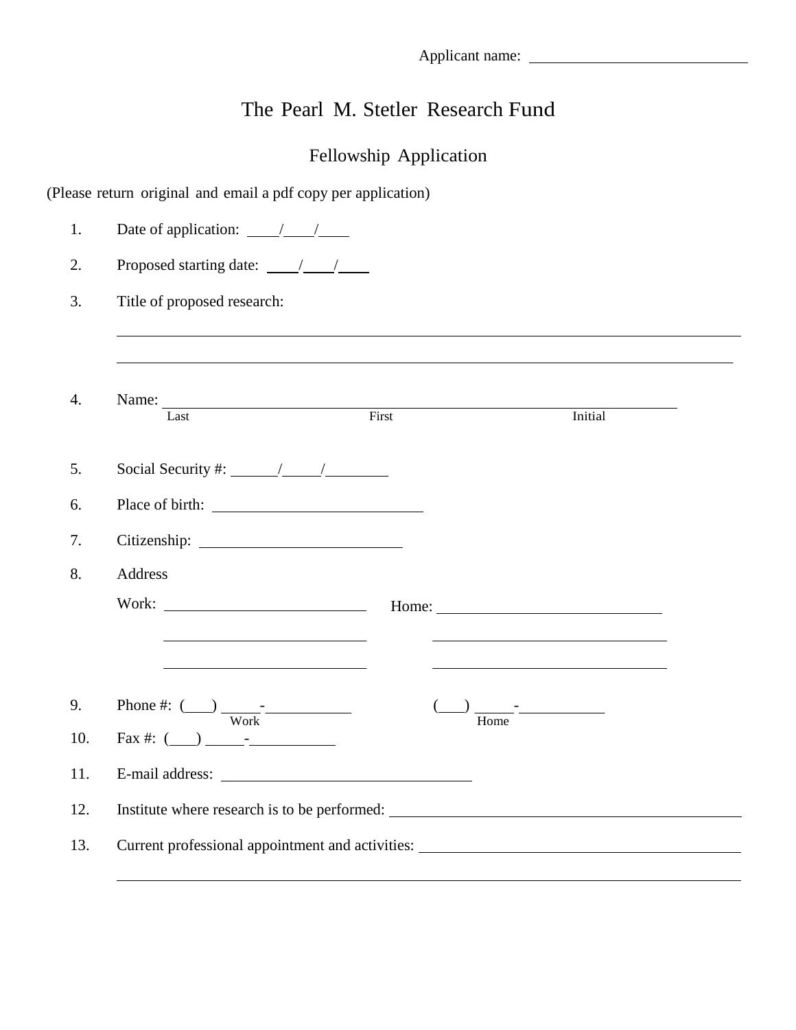Applicant name: ______________________________

# The Pearl M. Stetler Research Fund

## Fellowship Application

(Please return original and email a pdf copy per application)

1. Date of application: ____/____/____

2. Proposed starting date: ____/____/____

3. Title of proposed research:

   ________________________________________________________________________

   ________________________________________________________________________

4. Name: ________________________________________________________________
   Last First Initial

5. Social Security #: ______/_____/________

6. Place of birth: ___________________________

7. Citizenship: ___________________________

8. Address

   Work: ___________________________ Home: ______________________________

   ___________________________ ________________________________

   ___________________________ ________________________________

9. Phone #: (___) _____-___________ (___) _____-___________
   Work Home

10. Fax #: (___) _____-___________

11. E-mail address: _________________________________

12. Institute where research is to be performed: _______________________________________________

13. Current professional appointment and activities: _______________________________________________

    ________________________________________________________________________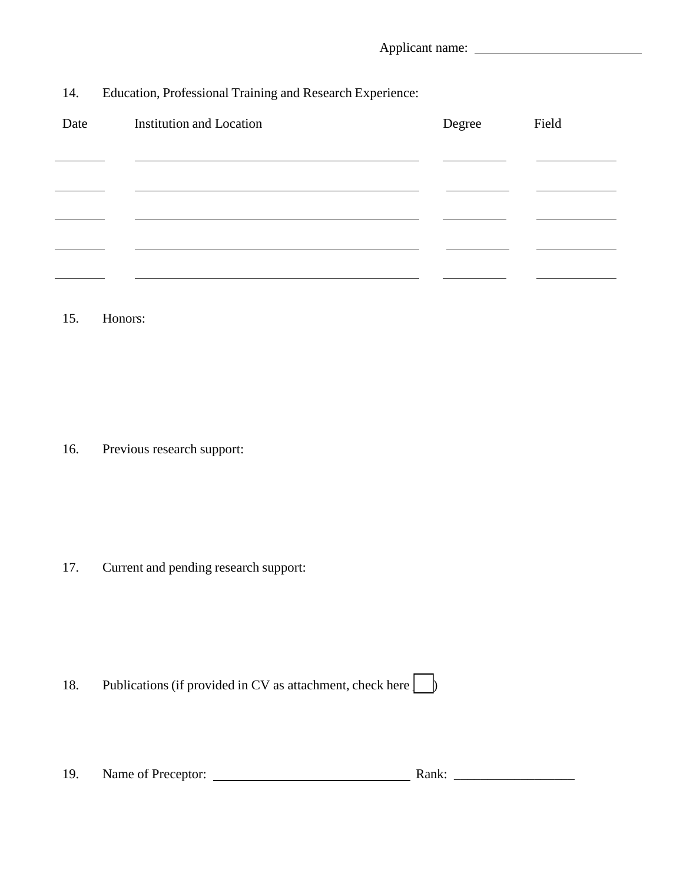Applicant name: ______________________

14. Education, Professional Training and Research Experience:

| Date | Institution and Location | Degree | Field |
| --- | --- | --- | --- |
| | | | |
| | | | |
| | | | |
| | | | |
| | | | |

15. Honors:

16. Previous research support:

17. Current and pending research support:

18. Publications (if provided in CV as attachment, check here [ ])

19. Name of Preceptor: ____________________________ Rank: _________________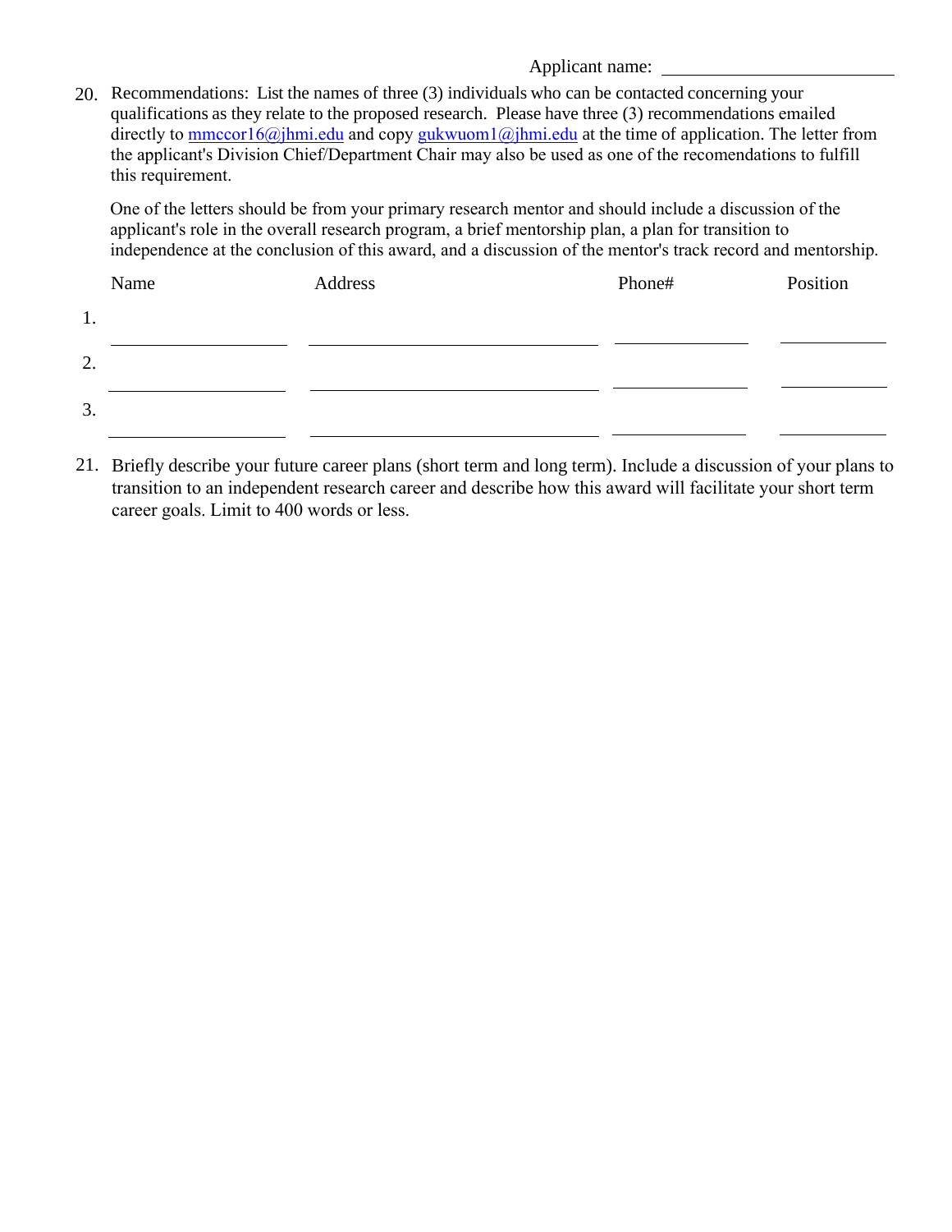Applicant name: ______________________

20. Recommendations: List the names of three (3) individuals who can be contacted concerning your qualifications as they relate to the proposed research. Please have three (3) recommendations emailed directly to mmccor16@jhmi.edu and copy gukwuom1@jhmi.edu at the time of application. The letter from the applicant's Division Chief/Department Chair may also be used as one of the recomendations to fulfill this requirement.

    One of the letters should be from your primary research mentor and should include a discussion of the applicant's role in the overall research program, a brief mentorship plan, a plan for transition to independence at the conclusion of this award, and a discussion of the mentor's track record and mentorship.

| | Name | Address | Phone# | Position |
|---|---|---|---|---|
| 1. | | | | |
| 2. | | | | |
| 3. | | | | |

21. Briefly describe your future career plans (short term and long term). Include a discussion of your plans to transition to an independent research career and describe how this award will facilitate your short term career goals. Limit to 400 words or less.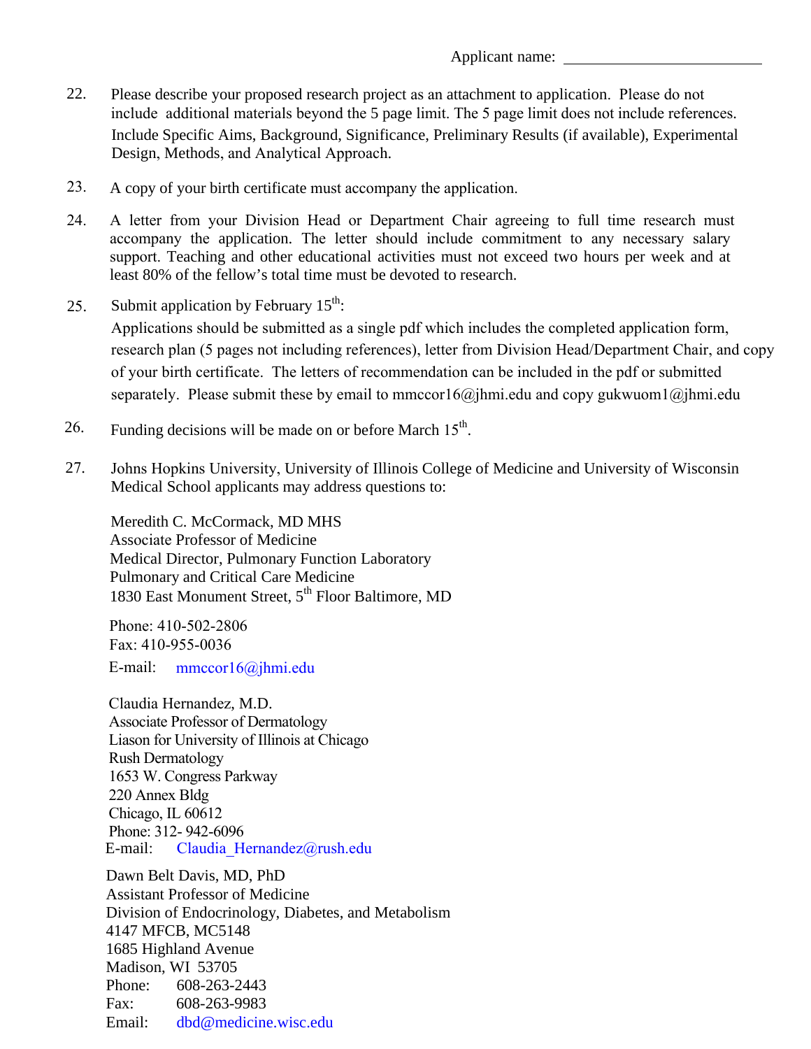Applicant name: ______________________

22. Please describe your proposed research project as an attachment to application. Please do not include additional materials beyond the 5 page limit. The 5 page limit does not include references. Include Specific Aims, Background, Significance, Preliminary Results (if available), Experimental Design, Methods, and Analytical Approach.

23. A copy of your birth certificate must accompany the application.

24. A letter from your Division Head or Department Chair agreeing to full time research must accompany the application. The letter should include commitment to any necessary salary support. Teaching and other educational activities must not exceed two hours per week and at least 80% of the fellow's total time must be devoted to research.

25. Submit application by February 15th:
Applications should be submitted as a single pdf which includes the completed application form, research plan (5 pages not including references), letter from Division Head/Department Chair, and copy of your birth certificate. The letters of recommendation can be included in the pdf or submitted separately. Please submit these by email to mmccor16@jhmi.edu and copy gukwuom1@jhmi.edu

26. Funding decisions will be made on or before March 15th.

27. Johns Hopkins University, University of Illinois College of Medicine and University of Wisconsin Medical School applicants may address questions to:

Meredith C. McCormack, MD MHS
Associate Professor of Medicine
Medical Director, Pulmonary Function Laboratory
Pulmonary and Critical Care Medicine
1830 East Monument Street, 5th Floor Baltimore, MD

Phone: 410-502-2806
Fax: 410-955-0036
E-mail: mmccor16@jhmi.edu

Claudia Hernandez, M.D.
Associate Professor of Dermatology
Liason for University of Illinois at Chicago
Rush Dermatology
1653 W. Congress Parkway
220 Annex Bldg
Chicago, IL 60612
Phone: 312- 942-6096
E-mail: Claudia_Hernandez@rush.edu

Dawn Belt Davis, MD, PhD
Assistant Professor of Medicine
Division of Endocrinology, Diabetes, and Metabolism
4147 MFCB, MC5148
1685 Highland Avenue
Madison, WI 53705
Phone: 608-263-2443
Fax: 608-263-9983
Email: dbd@medicine.wisc.edu